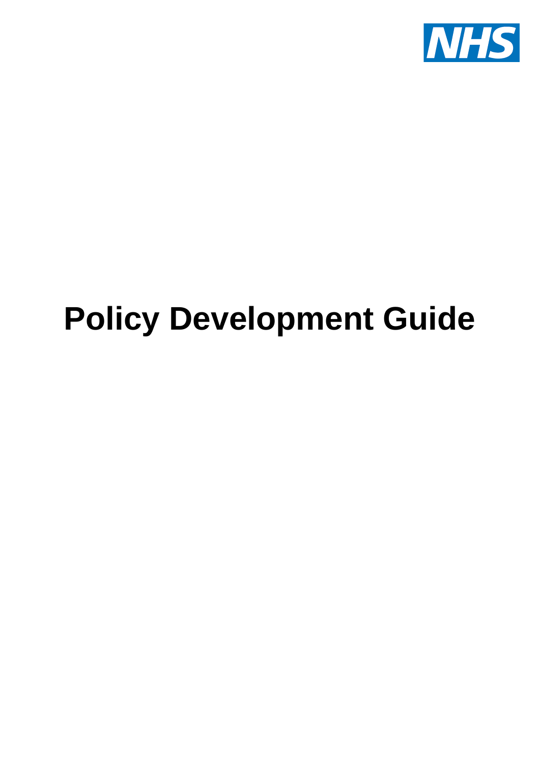NHS

# Policy Development Guide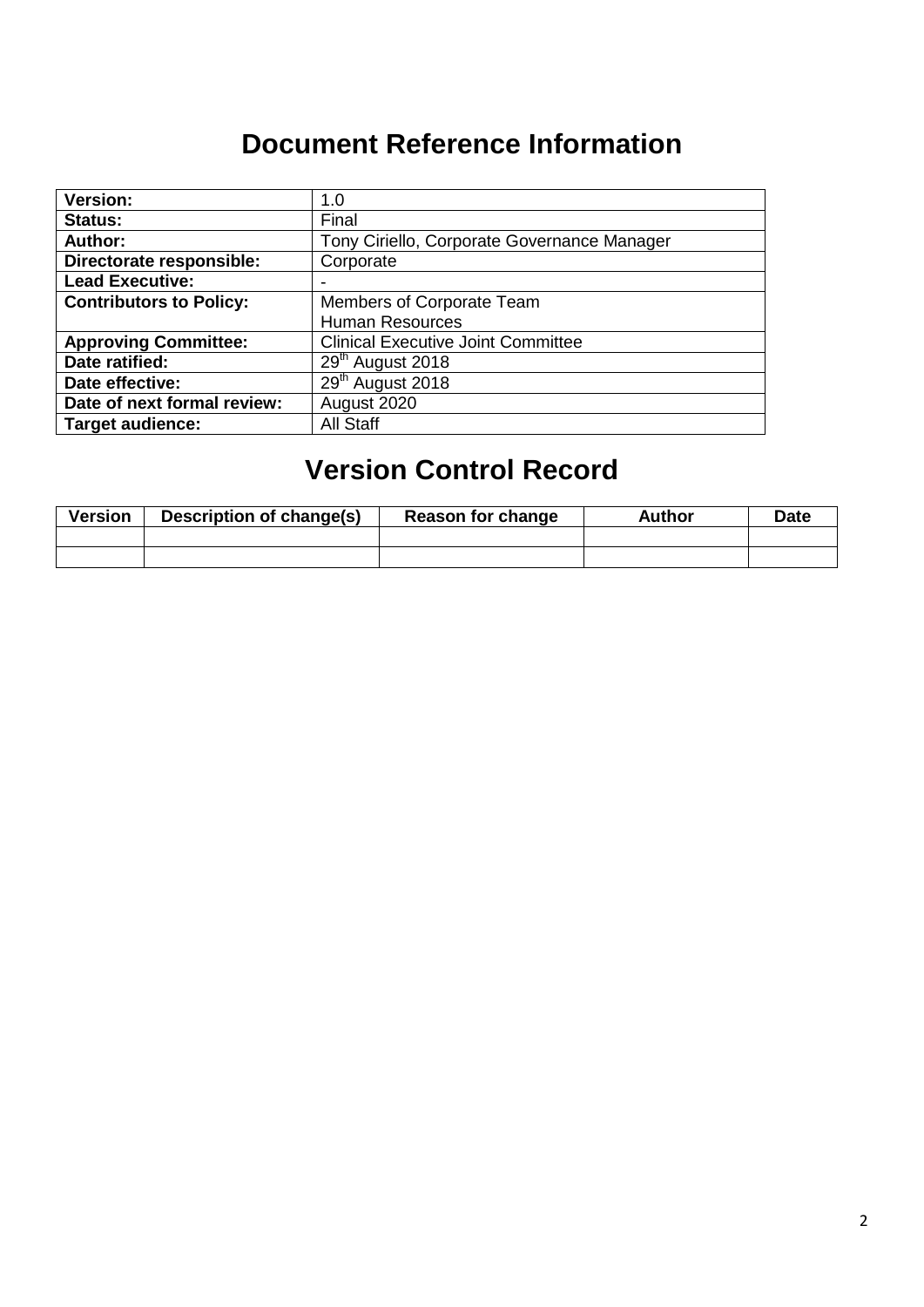# Document Reference Information

| Version: | 1.0 |
|---|---|
| Status: | Final |
| Author: | Tony Ciriello, Corporate Governance Manager |
| Directorate responsible: | Corporate |
| Lead Executive: | - |
| Contributors to Policy: | Members of Corporate Team<br>Human Resources |
| Approving Committee: | Clinical Executive Joint Committee |
| Date ratified: | 29th August 2018 |
| Date effective: | 29th August 2018 |
| Date of next formal review: | August 2020 |
| Target audience: | All Staff |

# Version Control Record

| Version | Description of change(s) | Reason for change | Author | Date |
|---|---|---|---|---|
| | | | | |
| | | | | |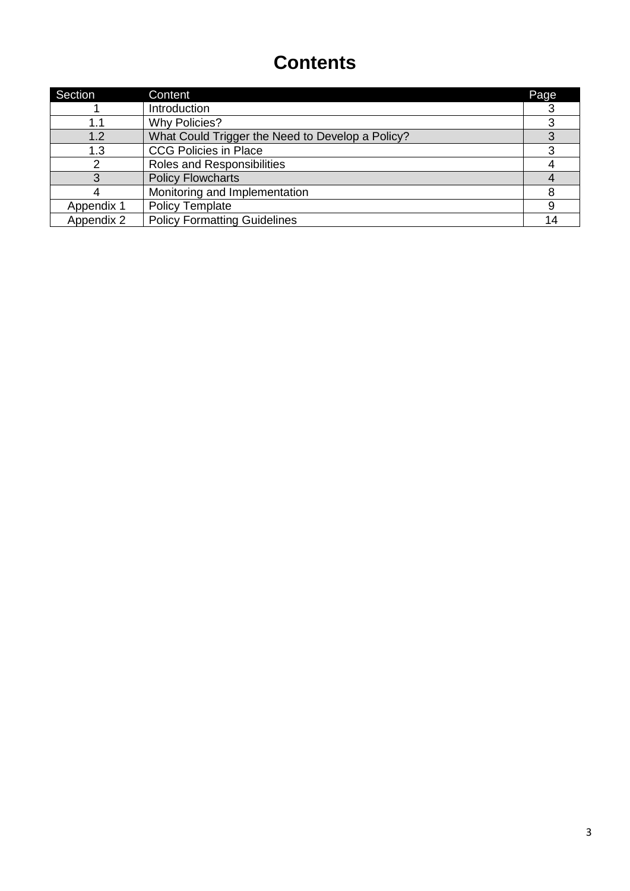# Contents

| Section | Content | Page |
|---|---|---|
| 1 | Introduction | 3 |
| 1.1 | Why Policies? | 3 |
| 1.2 | What Could Trigger the Need to Develop a Policy? | 3 |
| 1.3 | CCG Policies in Place | 3 |
| 2 | Roles and Responsibilities | 4 |
| 3 | Policy Flowcharts | 4 |
| 4 | Monitoring and Implementation | 8 |
| Appendix 1 | Policy Template | 9 |
| Appendix 2 | Policy Formatting Guidelines | 14 |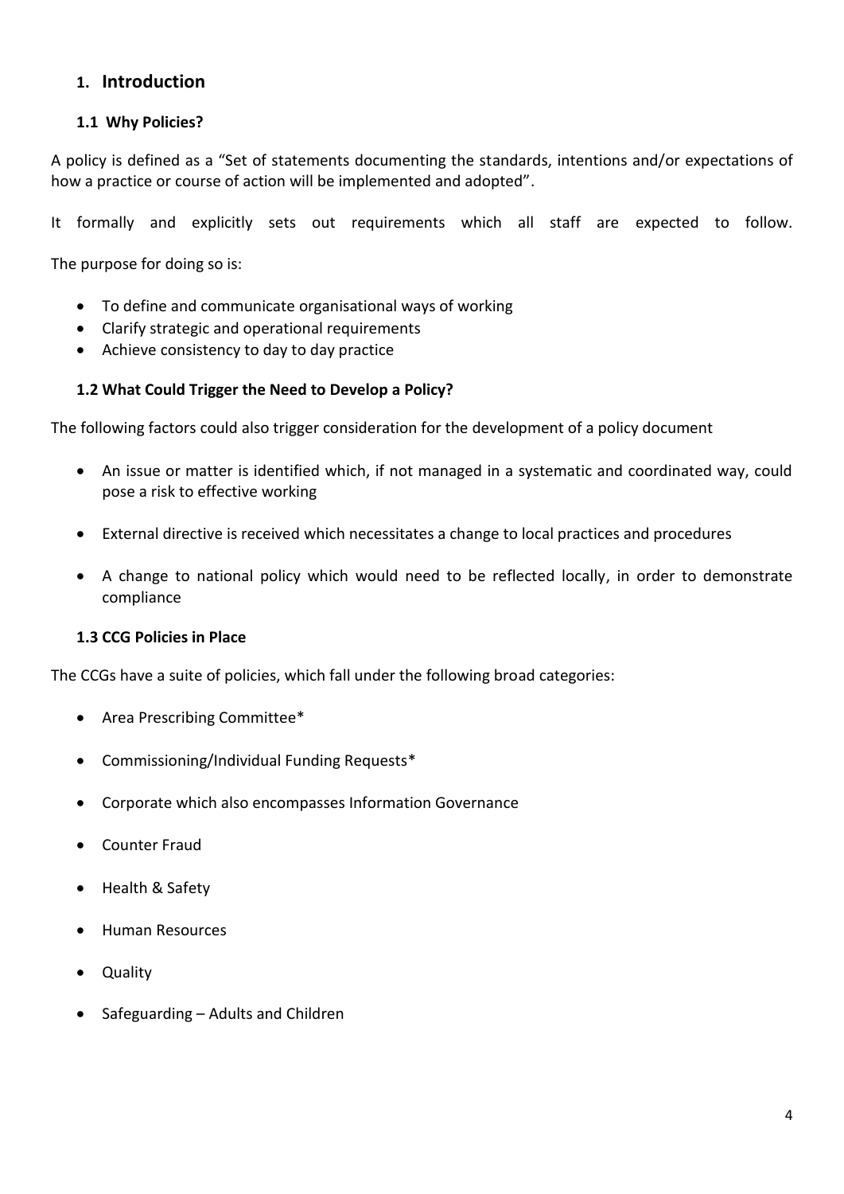## 1. Introduction

### 1.1 Why Policies?

A policy is defined as a "Set of statements documenting the standards, intentions and/or expectations of how a practice or course of action will be implemented and adopted".

It formally and explicitly sets out requirements which all staff are expected to follow.

The purpose for doing so is:

- To define and communicate organisational ways of working
- Clarify strategic and operational requirements
- Achieve consistency to day to day practice

### 1.2 What Could Trigger the Need to Develop a Policy?

The following factors could also trigger consideration for the development of a policy document

- An issue or matter is identified which, if not managed in a systematic and coordinated way, could pose a risk to effective working
- External directive is received which necessitates a change to local practices and procedures
- A change to national policy which would need to be reflected locally, in order to demonstrate compliance

### 1.3 CCG Policies in Place

The CCGs have a suite of policies, which fall under the following broad categories:

- Area Prescribing Committee*
- Commissioning/Individual Funding Requests*
- Corporate which also encompasses Information Governance
- Counter Fraud
- Health & Safety
- Human Resources
- Quality
- Safeguarding – Adults and Children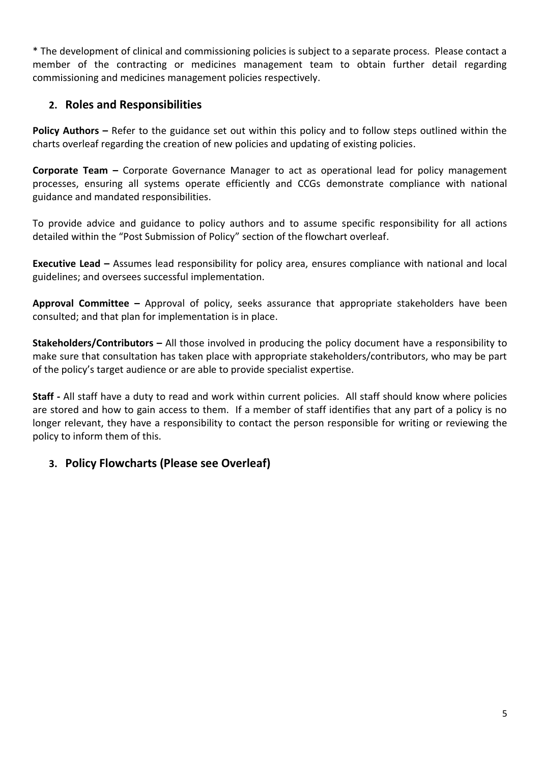* The development of clinical and commissioning policies is subject to a separate process. Please contact a member of the contracting or medicines management team to obtain further detail regarding commissioning and medicines management policies respectively.

## 2. Roles and Responsibilities

**Policy Authors –** Refer to the guidance set out within this policy and to follow steps outlined within the charts overleaf regarding the creation of new policies and updating of existing policies.

**Corporate Team –** Corporate Governance Manager to act as operational lead for policy management processes, ensuring all systems operate efficiently and CCGs demonstrate compliance with national guidance and mandated responsibilities.

To provide advice and guidance to policy authors and to assume specific responsibility for all actions detailed within the "Post Submission of Policy" section of the flowchart overleaf.

**Executive Lead –** Assumes lead responsibility for policy area, ensures compliance with national and local guidelines; and oversees successful implementation.

**Approval Committee –** Approval of policy, seeks assurance that appropriate stakeholders have been consulted; and that plan for implementation is in place.

**Stakeholders/Contributors –** All those involved in producing the policy document have a responsibility to make sure that consultation has taken place with appropriate stakeholders/contributors, who may be part of the policy's target audience or are able to provide specialist expertise.

**Staff -** All staff have a duty to read and work within current policies. All staff should know where policies are stored and how to gain access to them. If a member of staff identifies that any part of a policy is no longer relevant, they have a responsibility to contact the person responsible for writing or reviewing the policy to inform them of this.

## 3. Policy Flowcharts (Please see Overleaf)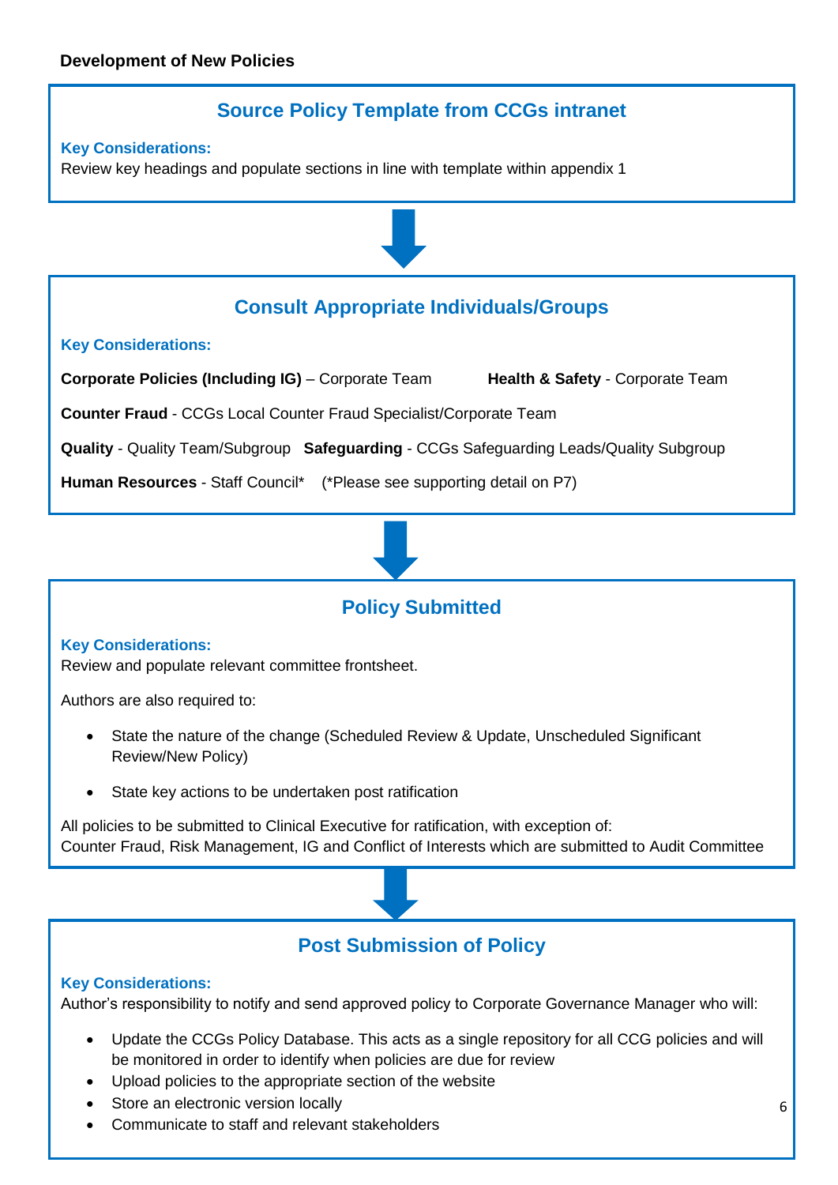**Development of New Policies**

## Source Policy Template from CCGs intranet

**Key Considerations:**
Review key headings and populate sections in line with template within appendix 1

## Consult Appropriate Individuals/Groups

**Key Considerations:**

**Corporate Policies (Including IG)** – Corporate Team

**Health & Safety** - Corporate Team

**Counter Fraud** - CCGs Local Counter Fraud Specialist/Corporate Team

**Quality** - Quality Team/Subgroup

**Safeguarding** - CCGs Safeguarding Leads/Quality Subgroup

**Human Resources** - Staff Council* (*Please see supporting detail on P7)

## Policy Submitted

**Key Considerations:**
Review and populate relevant committee frontsheet.

Authors are also required to:

- State the nature of the change (Scheduled Review & Update, Unscheduled Significant Review/New Policy)
- State key actions to be undertaken post ratification

All policies to be submitted to Clinical Executive for ratification, with exception of:
Counter Fraud, Risk Management, IG and Conflict of Interests which are submitted to Audit Committee

## Post Submission of Policy

**Key Considerations:**
Author's responsibility to notify and send approved policy to Corporate Governance Manager who will:

- Update the CCGs Policy Database. This acts as a single repository for all CCG policies and will be monitored in order to identify when policies are due for review
- Upload policies to the appropriate section of the website
- Store an electronic version locally
- Communicate to staff and relevant stakeholders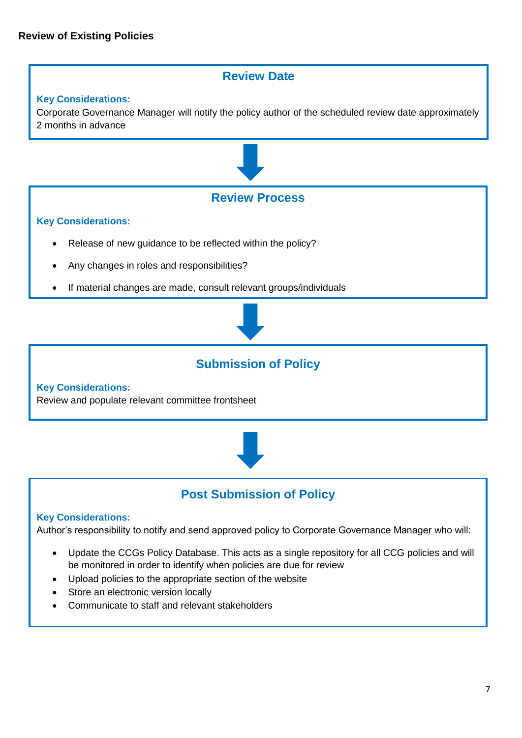**Review of Existing Policies**

### Review Date

**Key Considerations:**
Corporate Governance Manager will notify the policy author of the scheduled review date approximately 2 months in advance

↓

### Review Process

**Key Considerations:**

- Release of new guidance to be reflected within the policy?
- Any changes in roles and responsibilities?
- If material changes are made, consult relevant groups/individuals

↓

### Submission of Policy

**Key Considerations:**
Review and populate relevant committee frontsheet

↓

### Post Submission of Policy

**Key Considerations:**
Author's responsibility to notify and send approved policy to Corporate Governance Manager who will:

- Update the CCGs Policy Database. This acts as a single repository for all CCG policies and will be monitored in order to identify when policies are due for review
- Upload policies to the appropriate section of the website
- Store an electronic version locally
- Communicate to staff and relevant stakeholders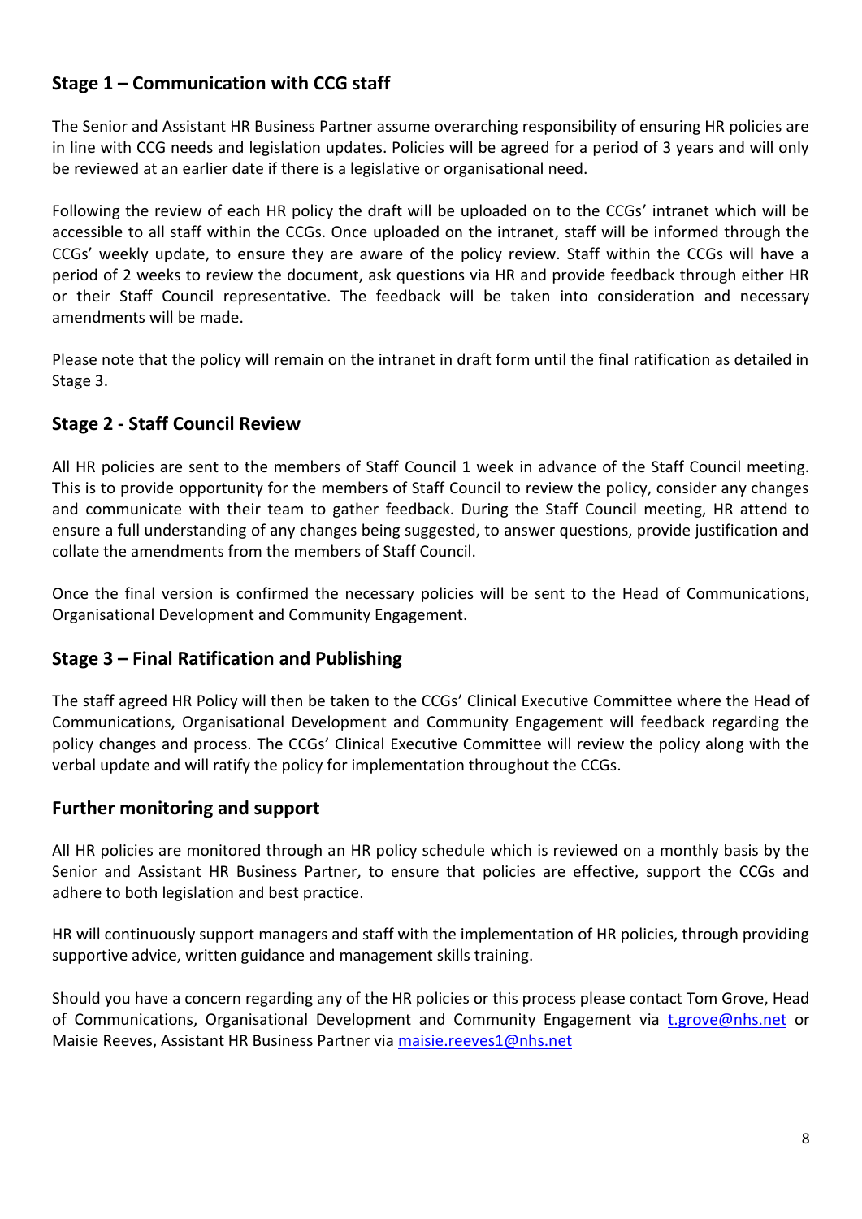## Stage 1 – Communication with CCG staff

The Senior and Assistant HR Business Partner assume overarching responsibility of ensuring HR policies are in line with CCG needs and legislation updates. Policies will be agreed for a period of 3 years and will only be reviewed at an earlier date if there is a legislative or organisational need.

Following the review of each HR policy the draft will be uploaded on to the CCGs' intranet which will be accessible to all staff within the CCGs. Once uploaded on the intranet, staff will be informed through the CCGs' weekly update, to ensure they are aware of the policy review. Staff within the CCGs will have a period of 2 weeks to review the document, ask questions via HR and provide feedback through either HR or their Staff Council representative. The feedback will be taken into consideration and necessary amendments will be made.

Please note that the policy will remain on the intranet in draft form until the final ratification as detailed in Stage 3.

## Stage 2 - Staff Council Review

All HR policies are sent to the members of Staff Council 1 week in advance of the Staff Council meeting. This is to provide opportunity for the members of Staff Council to review the policy, consider any changes and communicate with their team to gather feedback. During the Staff Council meeting, HR attend to ensure a full understanding of any changes being suggested, to answer questions, provide justification and collate the amendments from the members of Staff Council.

Once the final version is confirmed the necessary policies will be sent to the Head of Communications, Organisational Development and Community Engagement.

## Stage 3 – Final Ratification and Publishing

The staff agreed HR Policy will then be taken to the CCGs' Clinical Executive Committee where the Head of Communications, Organisational Development and Community Engagement will feedback regarding the policy changes and process. The CCGs' Clinical Executive Committee will review the policy along with the verbal update and will ratify the policy for implementation throughout the CCGs.

## Further monitoring and support

All HR policies are monitored through an HR policy schedule which is reviewed on a monthly basis by the Senior and Assistant HR Business Partner, to ensure that policies are effective, support the CCGs and adhere to both legislation and best practice.

HR will continuously support managers and staff with the implementation of HR policies, through providing supportive advice, written guidance and management skills training.

Should you have a concern regarding any of the HR policies or this process please contact Tom Grove, Head of Communications, Organisational Development and Community Engagement via t.grove@nhs.net or Maisie Reeves, Assistant HR Business Partner via maisie.reeves1@nhs.net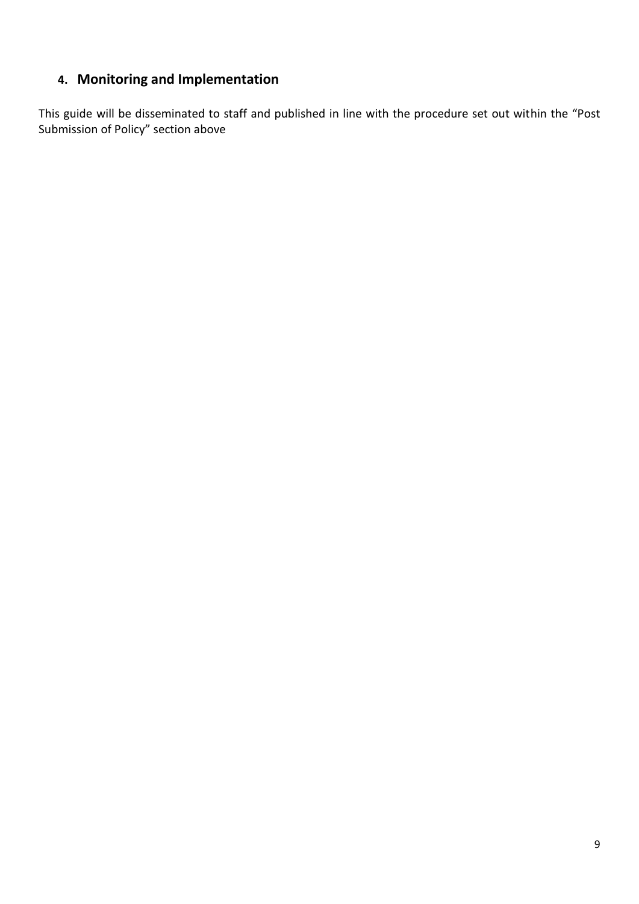## 4. Monitoring and Implementation

This guide will be disseminated to staff and published in line with the procedure set out within the "Post Submission of Policy" section above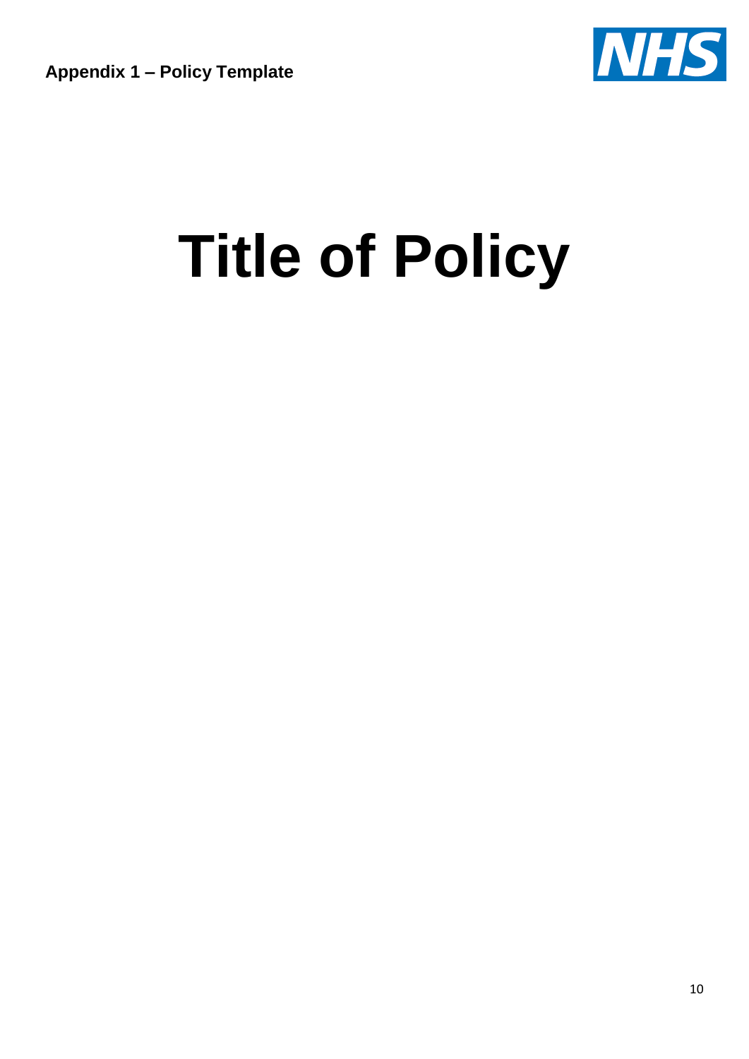**Appendix 1 – Policy Template**

NHS

# Title of Policy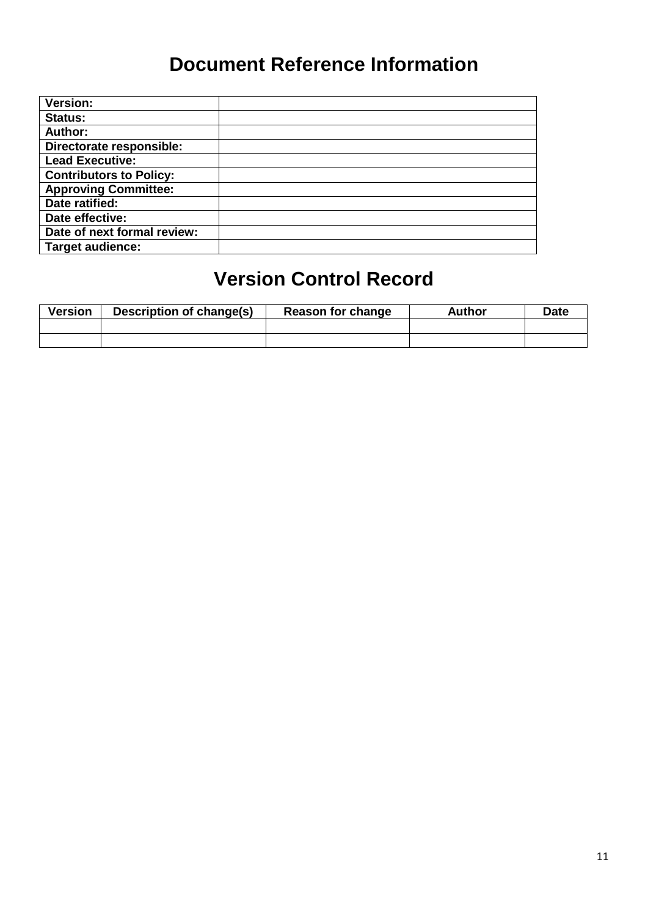# Document Reference Information

| | |
|---|---|
| **Version:** | |
| **Status:** | |
| **Author:** | |
| **Directorate responsible:** | |
| **Lead Executive:** | |
| **Contributors to Policy:** | |
| **Approving Committee:** | |
| **Date ratified:** | |
| **Date effective:** | |
| **Date of next formal review:** | |
| **Target audience:** | |

# Version Control Record

| Version | Description of change(s) | Reason for change | Author | Date |
|---|---|---|---|---|
| | | | | |
| | | | | |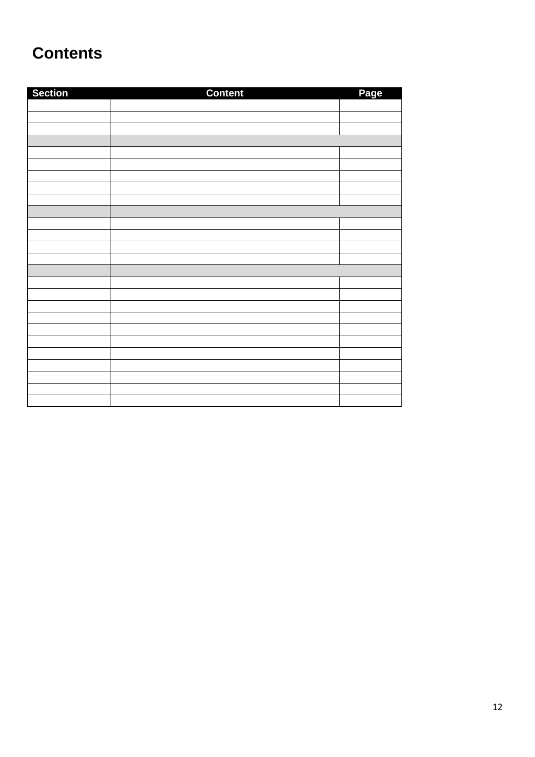## Contents

| Section | Content | Page |
|---|---|---|
| | | |
| | | |
| | | |
| | | |
| | | |
| | | |
| | | |
| | | |
| | | |
| | | |
| | | |
| | | |
| | | |
| | | |
| | | |
| | | |
| | | |
| | | |
| | | |
| | | |
| | | |
| | | |
| | | |
| | | |
| | | |
| | | |
| | | |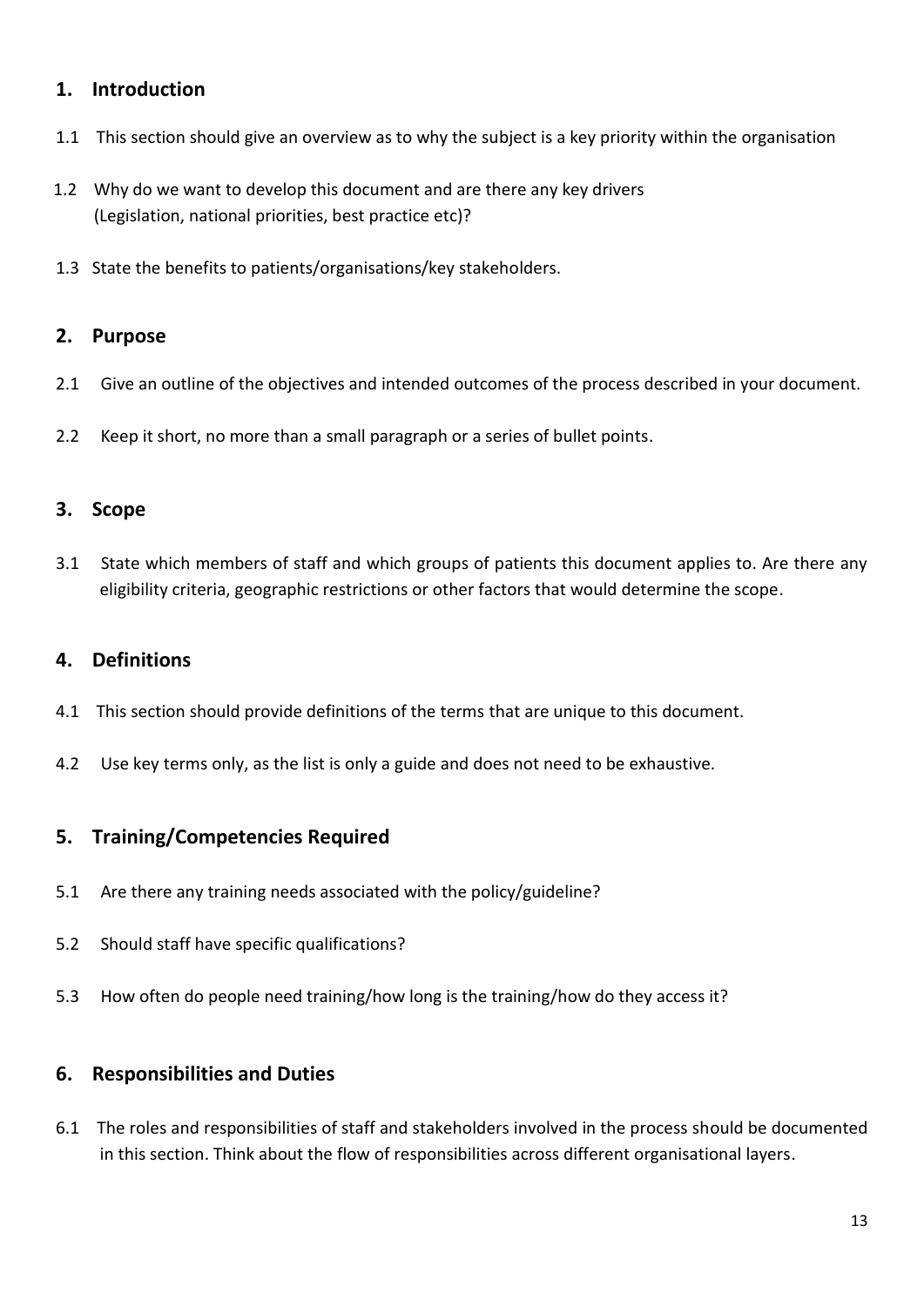## 1. Introduction

1.1 This section should give an overview as to why the subject is a key priority within the organisation

1.2 Why do we want to develop this document and are there any key drivers (Legislation, national priorities, best practice etc)?

1.3 State the benefits to patients/organisations/key stakeholders.

## 2. Purpose

2.1 Give an outline of the objectives and intended outcomes of the process described in your document.

2.2 Keep it short, no more than a small paragraph or a series of bullet points.

## 3. Scope

3.1 State which members of staff and which groups of patients this document applies to. Are there any eligibility criteria, geographic restrictions or other factors that would determine the scope.

## 4. Definitions

4.1 This section should provide definitions of the terms that are unique to this document.

4.2 Use key terms only, as the list is only a guide and does not need to be exhaustive.

## 5. Training/Competencies Required

5.1 Are there any training needs associated with the policy/guideline?

5.2 Should staff have specific qualifications?

5.3 How often do people need training/how long is the training/how do they access it?

## 6. Responsibilities and Duties

6.1 The roles and responsibilities of staff and stakeholders involved in the process should be documented in this section. Think about the flow of responsibilities across different organisational layers.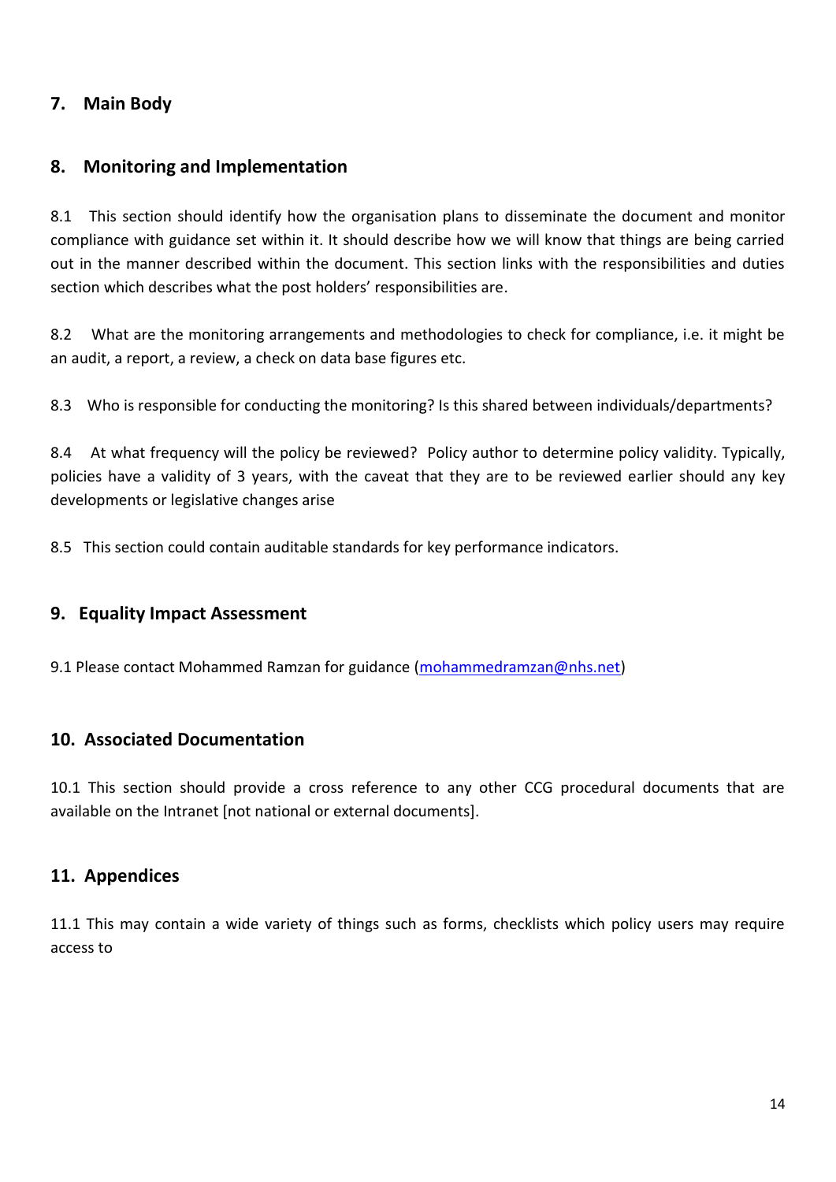## 7. Main Body

## 8. Monitoring and Implementation

8.1 This section should identify how the organisation plans to disseminate the document and monitor compliance with guidance set within it. It should describe how we will know that things are being carried out in the manner described within the document. This section links with the responsibilities and duties section which describes what the post holders' responsibilities are.

8.2 What are the monitoring arrangements and methodologies to check for compliance, i.e. it might be an audit, a report, a review, a check on data base figures etc.

8.3 Who is responsible for conducting the monitoring? Is this shared between individuals/departments?

8.4 At what frequency will the policy be reviewed? Policy author to determine policy validity. Typically, policies have a validity of 3 years, with the caveat that they are to be reviewed earlier should any key developments or legislative changes arise

8.5 This section could contain auditable standards for key performance indicators.

## 9. Equality Impact Assessment

9.1 Please contact Mohammed Ramzan for guidance (mohammedramzan@nhs.net)

## 10. Associated Documentation

10.1 This section should provide a cross reference to any other CCG procedural documents that are available on the Intranet [not national or external documents].

## 11. Appendices

11.1 This may contain a wide variety of things such as forms, checklists which policy users may require access to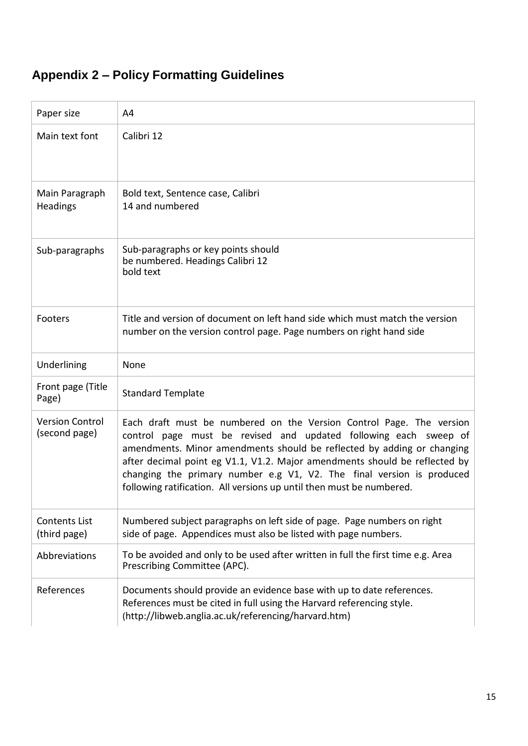## Appendix 2 – Policy Formatting Guidelines

| | |
|---|---|
| Paper size | A4 |
| Main text font | Calibri 12 |
| Main Paragraph Headings | Bold text, Sentence case, Calibri 14 and numbered |
| Sub-paragraphs | Sub-paragraphs or key points should be numbered. Headings Calibri 12 bold text |
| Footers | Title and version of document on left hand side which must match the version number on the version control page. Page numbers on right hand side |
| Underlining | None |
| Front page (Title Page) | Standard Template |
| Version Control (second page) | Each draft must be numbered on the Version Control Page. The version control page must be revised and updated following each sweep of amendments. Minor amendments should be reflected by adding or changing after decimal point eg V1.1, V1.2. Major amendments should be reflected by changing the primary number e.g V1, V2. The final version is produced following ratification. All versions up until then must be numbered. |
| Contents List (third page) | Numbered subject paragraphs on left side of page. Page numbers on right side of page. Appendices must also be listed with page numbers. |
| Abbreviations | To be avoided and only to be used after written in full the first time e.g. Area Prescribing Committee (APC). |
| References | Documents should provide an evidence base with up to date references. References must be cited in full using the Harvard referencing style. (http://libweb.anglia.ac.uk/referencing/harvard.htm) |